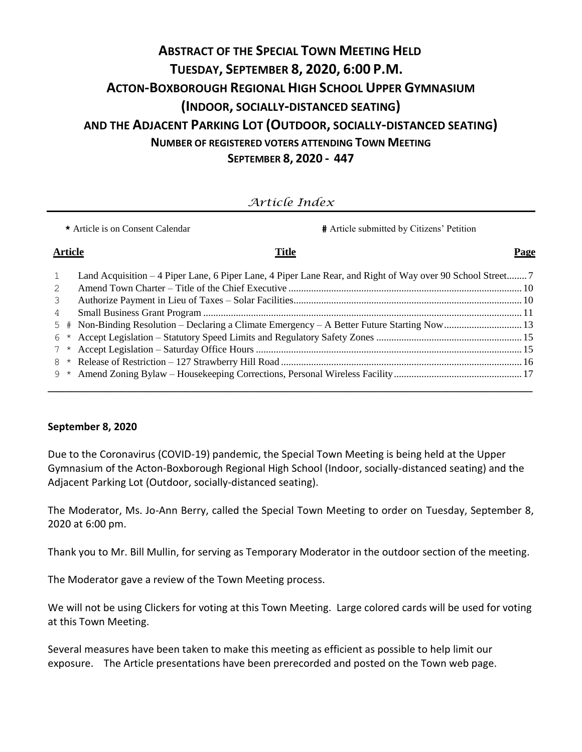# ABSTRACT OF THE SPECIAL TOWN MEETING HELD TUESDAY, SEPTEMBER 8, 2020, 6:00 P.M. ACTON-BOXBOROUGH REGIONAL HIGH SCHOOL UPPER GYMNASIUM (INDOOR, SOCIALLY-DISTANCED SEATING) AND THE ADJACENT PARKING LOT (OUTDOOR, SOCIALLY-DISTANCED SEATING)

**NUMBER OF REGISTERED VOTERS ATTENDING TOWN MEETING**

**SEPTEMBER 8, 2020 - 447**

## *Article Index*

**\*** Article is on Consent Calendar **#** Article submitted by Citizens' Petition

| Article | | Title | Page |
|---|---|---|---|
| 1 | | Land Acquisition – 4 Piper Lane, 6 Piper Lane, 4 Piper Lane Rear, and Right of Way over 90 School Street | 7 |
| 2 | | Amend Town Charter – Title of the Chief Executive | 10 |
| 3 | | Authorize Payment in Lieu of Taxes – Solar Facilities | 10 |
| 4 | | Small Business Grant Program | 11 |
| 5 | # | Non-Binding Resolution – Declaring a Climate Emergency – A Better Future Starting Now | 13 |
| 6 | * | Accept Legislation – Statutory Speed Limits and Regulatory Safety Zones | 15 |
| 7 | * | Accept Legislation – Saturday Office Hours | 15 |
| 8 | * | Release of Restriction – 127 Strawberry Hill Road | 16 |
| 9 | * | Amend Zoning Bylaw – Housekeeping Corrections, Personal Wireless Facility | 17 |

**September 8, 2020**

Due to the Coronavirus (COVID-19) pandemic, the Special Town Meeting is being held at the Upper Gymnasium of the Acton-Boxborough Regional High School (Indoor, socially-distanced seating) and the Adjacent Parking Lot (Outdoor, socially-distanced seating).

The Moderator, Ms. Jo-Ann Berry, called the Special Town Meeting to order on Tuesday, September 8, 2020 at 6:00 pm.

Thank you to Mr. Bill Mullin, for serving as Temporary Moderator in the outdoor section of the meeting.

The Moderator gave a review of the Town Meeting process.

We will not be using Clickers for voting at this Town Meeting. Large colored cards will be used for voting at this Town Meeting.

Several measures have been taken to make this meeting as efficient as possible to help limit our exposure. The Article presentations have been prerecorded and posted on the Town web page.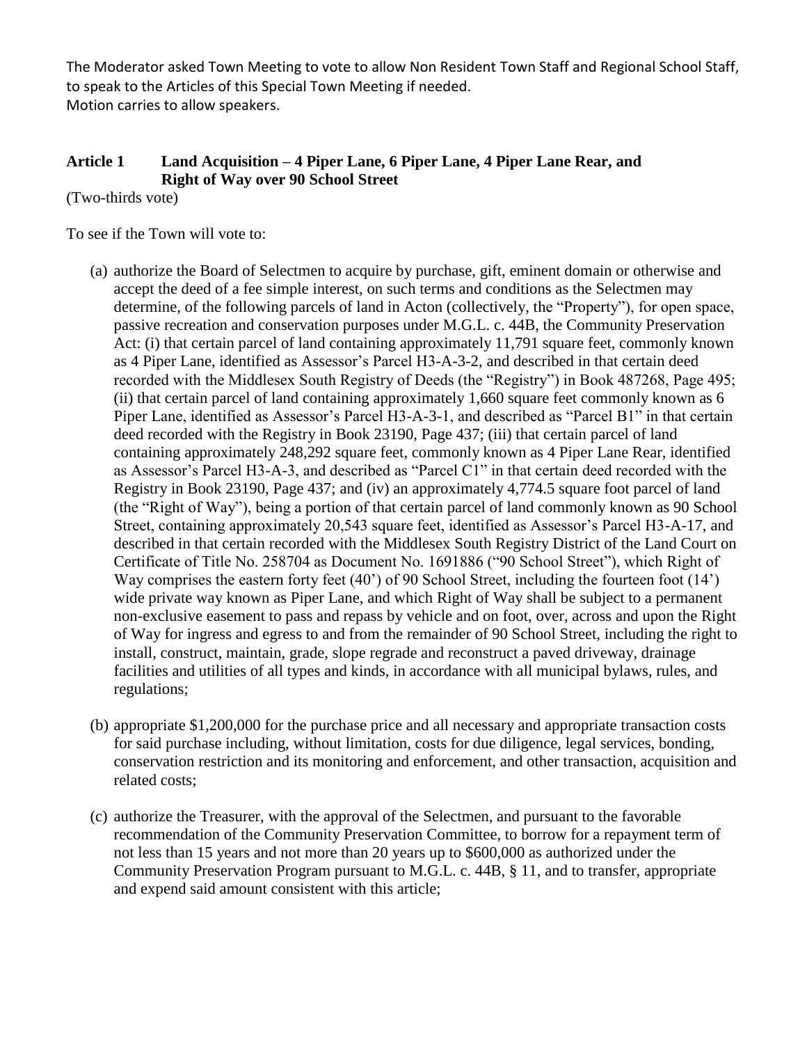The Moderator asked Town Meeting to vote to allow Non Resident Town Staff and Regional School Staff, to speak to the Articles of this Special Town Meeting if needed.
Motion carries to allow speakers.

## Article 1 Land Acquisition – 4 Piper Lane, 6 Piper Lane, 4 Piper Lane Rear, and Right of Way over 90 School Street

(Two-thirds vote)

To see if the Town will vote to:

(a) authorize the Board of Selectmen to acquire by purchase, gift, eminent domain or otherwise and accept the deed of a fee simple interest, on such terms and conditions as the Selectmen may determine, of the following parcels of land in Acton (collectively, the "Property"), for open space, passive recreation and conservation purposes under M.G.L. c. 44B, the Community Preservation Act: (i) that certain parcel of land containing approximately 11,791 square feet, commonly known as 4 Piper Lane, identified as Assessor's Parcel H3-A-3-2, and described in that certain deed recorded with the Middlesex South Registry of Deeds (the "Registry") in Book 487268, Page 495; (ii) that certain parcel of land containing approximately 1,660 square feet commonly known as 6 Piper Lane, identified as Assessor's Parcel H3-A-3-1, and described as "Parcel B1" in that certain deed recorded with the Registry in Book 23190, Page 437; (iii) that certain parcel of land containing approximately 248,292 square feet, commonly known as 4 Piper Lane Rear, identified as Assessor's Parcel H3-A-3, and described as "Parcel C1" in that certain deed recorded with the Registry in Book 23190, Page 437; and (iv) an approximately 4,774.5 square foot parcel of land (the "Right of Way"), being a portion of that certain parcel of land commonly known as 90 School Street, containing approximately 20,543 square feet, identified as Assessor's Parcel H3-A-17, and described in that certain recorded with the Middlesex South Registry District of the Land Court on Certificate of Title No. 258704 as Document No. 1691886 ("90 School Street"), which Right of Way comprises the eastern forty feet (40') of 90 School Street, including the fourteen foot (14') wide private way known as Piper Lane, and which Right of Way shall be subject to a permanent non-exclusive easement to pass and repass by vehicle and on foot, over, across and upon the Right of Way for ingress and egress to and from the remainder of 90 School Street, including the right to install, construct, maintain, grade, slope regrade and reconstruct a paved driveway, drainage facilities and utilities of all types and kinds, in accordance with all municipal bylaws, rules, and regulations;

(b) appropriate $1,200,000 for the purchase price and all necessary and appropriate transaction costs for said purchase including, without limitation, costs for due diligence, legal services, bonding, conservation restriction and its monitoring and enforcement, and other transaction, acquisition and related costs;

(c) authorize the Treasurer, with the approval of the Selectmen, and pursuant to the favorable recommendation of the Community Preservation Committee, to borrow for a repayment term of not less than 15 years and not more than 20 years up to $600,000 as authorized under the Community Preservation Program pursuant to M.G.L. c. 44B, § 11, and to transfer, appropriate and expend said amount consistent with this article;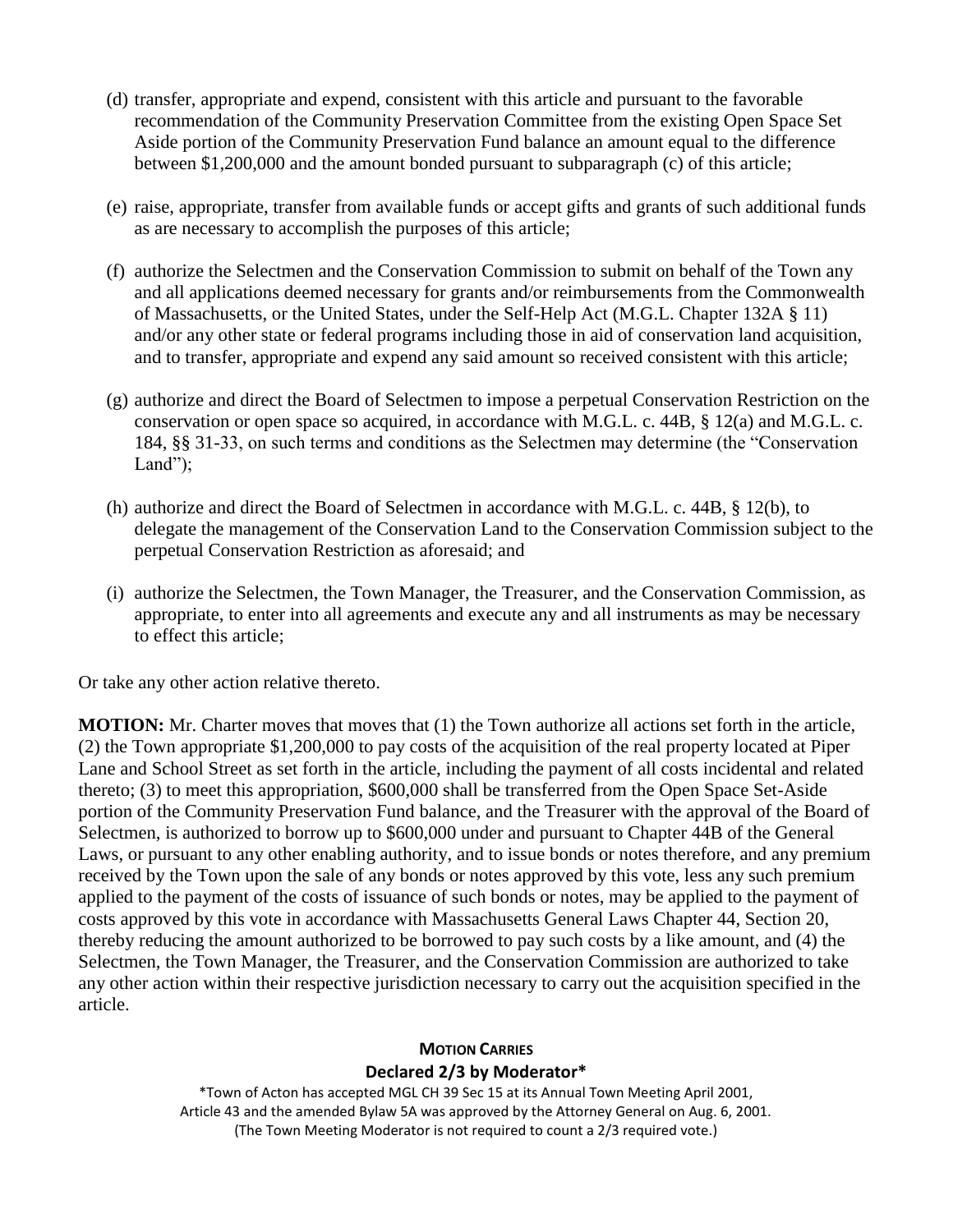(d) transfer, appropriate and expend, consistent with this article and pursuant to the favorable recommendation of the Community Preservation Committee from the existing Open Space Set Aside portion of the Community Preservation Fund balance an amount equal to the difference between $1,200,000 and the amount bonded pursuant to subparagraph (c) of this article;

(e) raise, appropriate, transfer from available funds or accept gifts and grants of such additional funds as are necessary to accomplish the purposes of this article;

(f) authorize the Selectmen and the Conservation Commission to submit on behalf of the Town any and all applications deemed necessary for grants and/or reimbursements from the Commonwealth of Massachusetts, or the United States, under the Self-Help Act (M.G.L. Chapter 132A § 11) and/or any other state or federal programs including those in aid of conservation land acquisition, and to transfer, appropriate and expend any said amount so received consistent with this article;

(g) authorize and direct the Board of Selectmen to impose a perpetual Conservation Restriction on the conservation or open space so acquired, in accordance with M.G.L. c. 44B, § 12(a) and M.G.L. c. 184, §§ 31-33, on such terms and conditions as the Selectmen may determine (the "Conservation Land");

(h) authorize and direct the Board of Selectmen in accordance with M.G.L. c. 44B, § 12(b), to delegate the management of the Conservation Land to the Conservation Commission subject to the perpetual Conservation Restriction as aforesaid; and

(i) authorize the Selectmen, the Town Manager, the Treasurer, and the Conservation Commission, as appropriate, to enter into all agreements and execute any and all instruments as may be necessary to effect this article;

Or take any other action relative thereto.

**MOTION:** Mr. Charter moves that moves that (1) the Town authorize all actions set forth in the article, (2) the Town appropriate $1,200,000 to pay costs of the acquisition of the real property located at Piper Lane and School Street as set forth in the article, including the payment of all costs incidental and related thereto; (3) to meet this appropriation, $600,000 shall be transferred from the Open Space Set-Aside portion of the Community Preservation Fund balance, and the Treasurer with the approval of the Board of Selectmen, is authorized to borrow up to $600,000 under and pursuant to Chapter 44B of the General Laws, or pursuant to any other enabling authority, and to issue bonds or notes therefore, and any premium received by the Town upon the sale of any bonds or notes approved by this vote, less any such premium applied to the payment of the costs of issuance of such bonds or notes, may be applied to the payment of costs approved by this vote in accordance with Massachusetts General Laws Chapter 44, Section 20, thereby reducing the amount authorized to be borrowed to pay such costs by a like amount, and (4) the Selectmen, the Town Manager, the Treasurer, and the Conservation Commission are authorized to take any other action within their respective jurisdiction necessary to carry out the acquisition specified in the article.

**MOTION CARRIES**

**Declared 2/3 by Moderator***

*Town of Acton has accepted MGL CH 39 Sec 15 at its Annual Town Meeting April 2001, Article 43 and the amended Bylaw 5A was approved by the Attorney General on Aug. 6, 2001. (The Town Meeting Moderator is not required to count a 2/3 required vote.)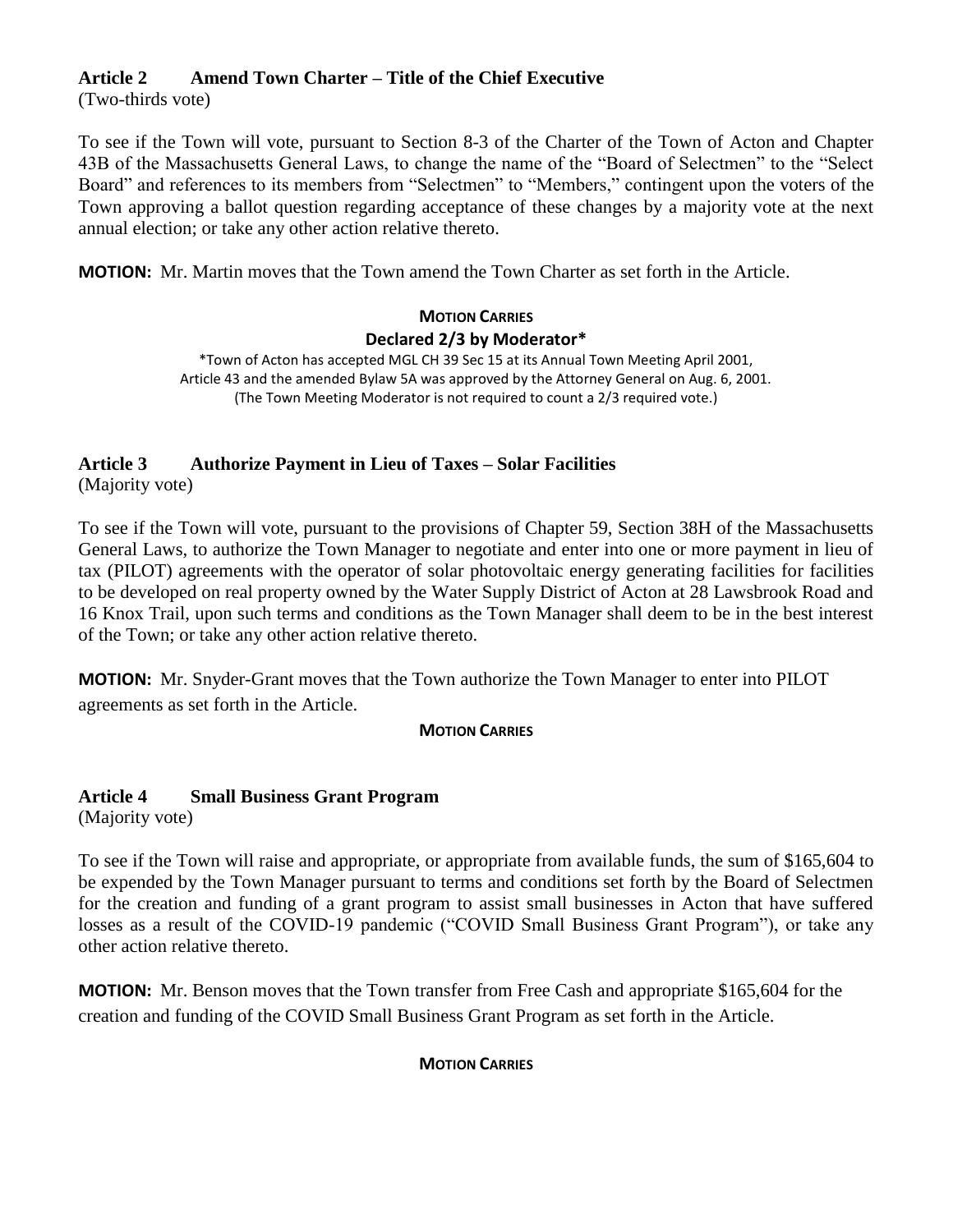### Article 2 Amend Town Charter – Title of the Chief Executive

(Two-thirds vote)

To see if the Town will vote, pursuant to Section 8-3 of the Charter of the Town of Acton and Chapter 43B of the Massachusetts General Laws, to change the name of the "Board of Selectmen" to the "Select Board" and references to its members from "Selectmen" to "Members," contingent upon the voters of the Town approving a ballot question regarding acceptance of these changes by a majority vote at the next annual election; or take any other action relative thereto.

**MOTION:** Mr. Martin moves that the Town amend the Town Charter as set forth in the Article.

**MOTION CARRIES**

**Declared 2/3 by Moderator***

*Town of Acton has accepted MGL CH 39 Sec 15 at its Annual Town Meeting April 2001, Article 43 and the amended Bylaw 5A was approved by the Attorney General on Aug. 6, 2001. (The Town Meeting Moderator is not required to count a 2/3 required vote.)

### Article 3 Authorize Payment in Lieu of Taxes – Solar Facilities

(Majority vote)

To see if the Town will vote, pursuant to the provisions of Chapter 59, Section 38H of the Massachusetts General Laws, to authorize the Town Manager to negotiate and enter into one or more payment in lieu of tax (PILOT) agreements with the operator of solar photovoltaic energy generating facilities for facilities to be developed on real property owned by the Water Supply District of Acton at 28 Lawsbrook Road and 16 Knox Trail, upon such terms and conditions as the Town Manager shall deem to be in the best interest of the Town; or take any other action relative thereto.

**MOTION:** Mr. Snyder-Grant moves that the Town authorize the Town Manager to enter into PILOT agreements as set forth in the Article.

**MOTION CARRIES**

### Article 4 Small Business Grant Program

(Majority vote)

To see if the Town will raise and appropriate, or appropriate from available funds, the sum of $165,604 to be expended by the Town Manager pursuant to terms and conditions set forth by the Board of Selectmen for the creation and funding of a grant program to assist small businesses in Acton that have suffered losses as a result of the COVID-19 pandemic ("COVID Small Business Grant Program"), or take any other action relative thereto.

**MOTION:** Mr. Benson moves that the Town transfer from Free Cash and appropriate $165,604 for the creation and funding of the COVID Small Business Grant Program as set forth in the Article.

**MOTION CARRIES**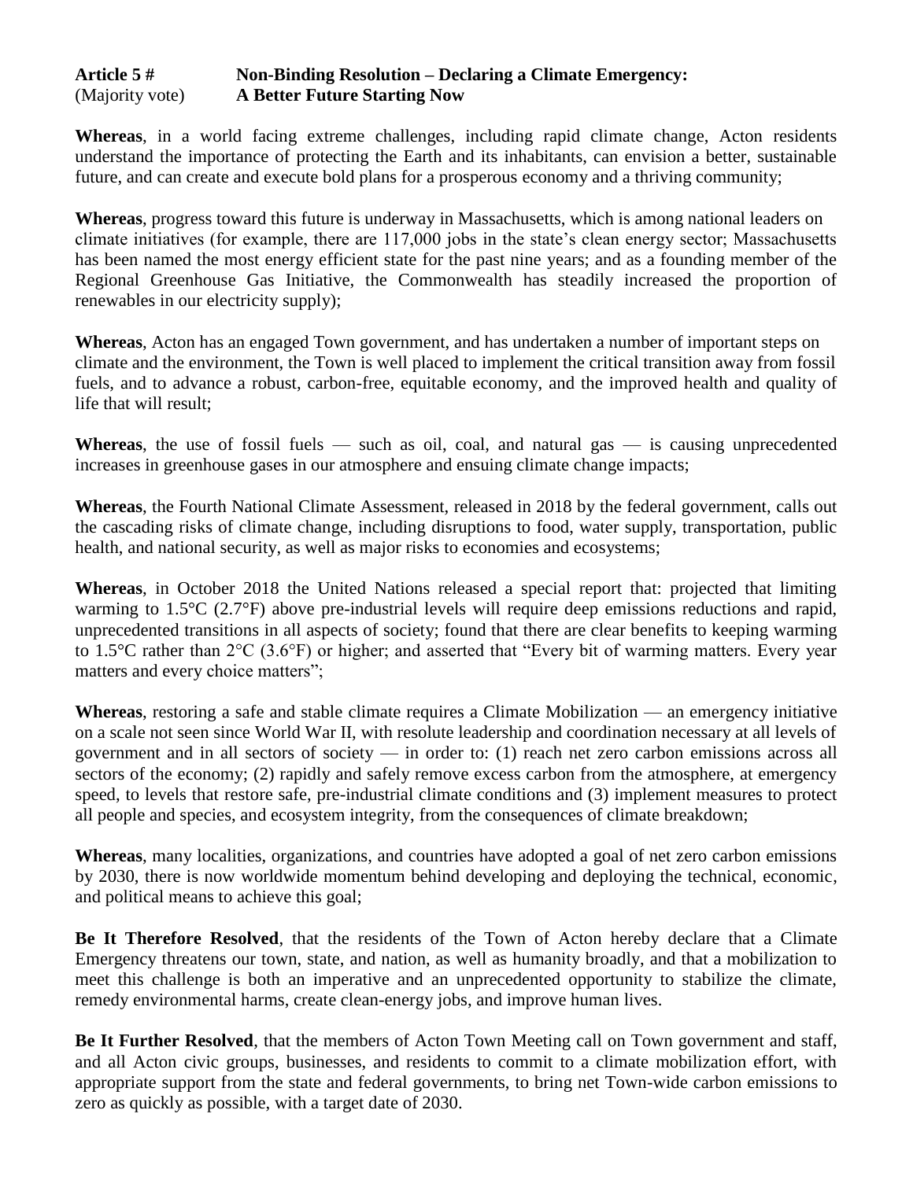**Article 5 #** **Non-Binding Resolution – Declaring a Climate Emergency:**
(Majority vote) **A Better Future Starting Now**

**Whereas**, in a world facing extreme challenges, including rapid climate change, Acton residents understand the importance of protecting the Earth and its inhabitants, can envision a better, sustainable future, and can create and execute bold plans for a prosperous economy and a thriving community;

**Whereas**, progress toward this future is underway in Massachusetts, which is among national leaders on climate initiatives (for example, there are 117,000 jobs in the state's clean energy sector; Massachusetts has been named the most energy efficient state for the past nine years; and as a founding member of the Regional Greenhouse Gas Initiative, the Commonwealth has steadily increased the proportion of renewables in our electricity supply);

**Whereas**, Acton has an engaged Town government, and has undertaken a number of important steps on climate and the environment, the Town is well placed to implement the critical transition away from fossil fuels, and to advance a robust, carbon-free, equitable economy, and the improved health and quality of life that will result;

**Whereas**, the use of fossil fuels — such as oil, coal, and natural gas — is causing unprecedented increases in greenhouse gases in our atmosphere and ensuing climate change impacts;

**Whereas**, the Fourth National Climate Assessment, released in 2018 by the federal government, calls out the cascading risks of climate change, including disruptions to food, water supply, transportation, public health, and national security, as well as major risks to economies and ecosystems;

**Whereas**, in October 2018 the United Nations released a special report that: projected that limiting warming to 1.5°C (2.7°F) above pre-industrial levels will require deep emissions reductions and rapid, unprecedented transitions in all aspects of society; found that there are clear benefits to keeping warming to 1.5°C rather than 2°C (3.6°F) or higher; and asserted that "Every bit of warming matters. Every year matters and every choice matters";

**Whereas**, restoring a safe and stable climate requires a Climate Mobilization — an emergency initiative on a scale not seen since World War II, with resolute leadership and coordination necessary at all levels of government and in all sectors of society — in order to: (1) reach net zero carbon emissions across all sectors of the economy; (2) rapidly and safely remove excess carbon from the atmosphere, at emergency speed, to levels that restore safe, pre-industrial climate conditions and (3) implement measures to protect all people and species, and ecosystem integrity, from the consequences of climate breakdown;

**Whereas**, many localities, organizations, and countries have adopted a goal of net zero carbon emissions by 2030, there is now worldwide momentum behind developing and deploying the technical, economic, and political means to achieve this goal;

**Be It Therefore Resolved**, that the residents of the Town of Acton hereby declare that a Climate Emergency threatens our town, state, and nation, as well as humanity broadly, and that a mobilization to meet this challenge is both an imperative and an unprecedented opportunity to stabilize the climate, remedy environmental harms, create clean-energy jobs, and improve human lives.

**Be It Further Resolved**, that the members of Acton Town Meeting call on Town government and staff, and all Acton civic groups, businesses, and residents to commit to a climate mobilization effort, with appropriate support from the state and federal governments, to bring net Town-wide carbon emissions to zero as quickly as possible, with a target date of 2030.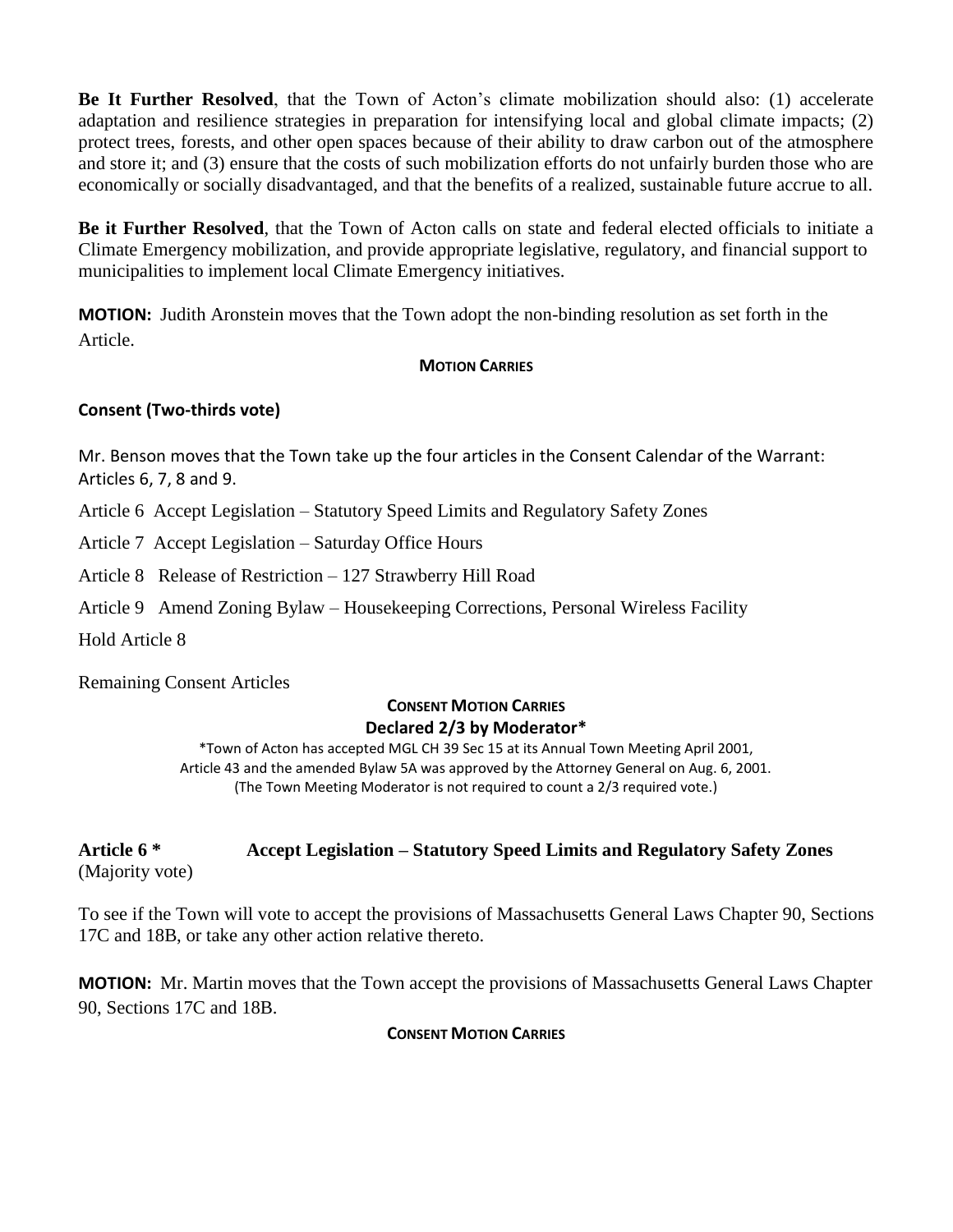**Be It Further Resolved**, that the Town of Acton's climate mobilization should also: (1) accelerate adaptation and resilience strategies in preparation for intensifying local and global climate impacts; (2) protect trees, forests, and other open spaces because of their ability to draw carbon out of the atmosphere and store it; and (3) ensure that the costs of such mobilization efforts do not unfairly burden those who are economically or socially disadvantaged, and that the benefits of a realized, sustainable future accrue to all.

**Be it Further Resolved**, that the Town of Acton calls on state and federal elected officials to initiate a Climate Emergency mobilization, and provide appropriate legislative, regulatory, and financial support to municipalities to implement local Climate Emergency initiatives.

**MOTION:** Judith Aronstein moves that the Town adopt the non-binding resolution as set forth in the Article.

**MOTION CARRIES**

**Consent (Two-thirds vote)**

Mr. Benson moves that the Town take up the four articles in the Consent Calendar of the Warrant: Articles 6, 7, 8 and 9.

Article 6 Accept Legislation – Statutory Speed Limits and Regulatory Safety Zones

Article 7 Accept Legislation – Saturday Office Hours

Article 8 Release of Restriction – 127 Strawberry Hill Road

Article 9 Amend Zoning Bylaw – Housekeeping Corrections, Personal Wireless Facility

Hold Article 8

Remaining Consent Articles

**CONSENT MOTION CARRIES**

**Declared 2/3 by Moderator***

*Town of Acton has accepted MGL CH 39 Sec 15 at its Annual Town Meeting April 2001, Article 43 and the amended Bylaw 5A was approved by the Attorney General on Aug. 6, 2001. (The Town Meeting Moderator is not required to count a 2/3 required vote.)

**Article 6 * Accept Legislation – Statutory Speed Limits and Regulatory Safety Zones**
(Majority vote)

To see if the Town will vote to accept the provisions of Massachusetts General Laws Chapter 90, Sections 17C and 18B, or take any other action relative thereto.

**MOTION:** Mr. Martin moves that the Town accept the provisions of Massachusetts General Laws Chapter 90, Sections 17C and 18B.

**CONSENT MOTION CARRIES**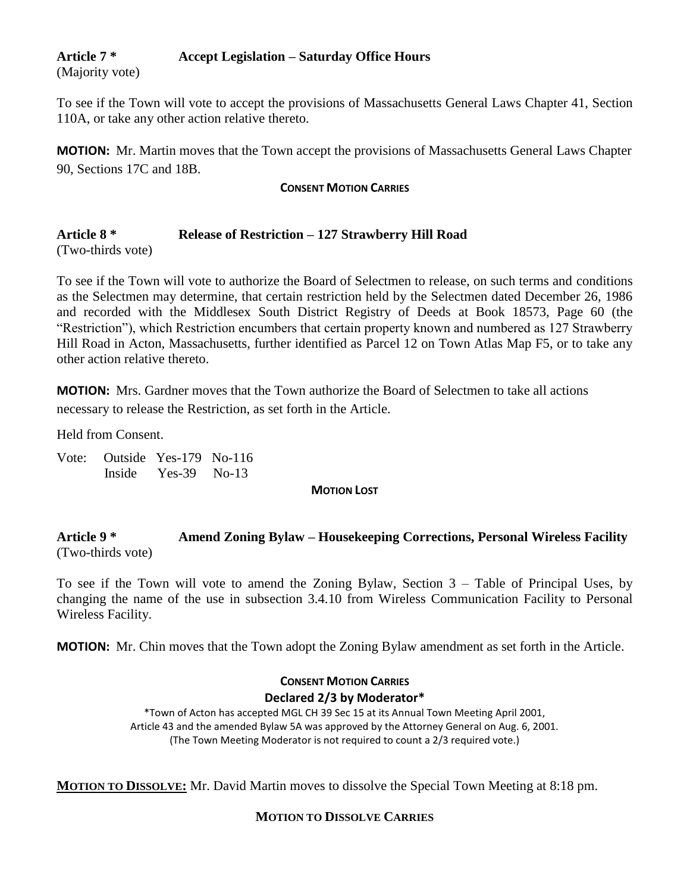**Article 7 * Accept Legislation – Saturday Office Hours**
(Majority vote)

To see if the Town will vote to accept the provisions of Massachusetts General Laws Chapter 41, Section 110A, or take any other action relative thereto.

**MOTION:** Mr. Martin moves that the Town accept the provisions of Massachusetts General Laws Chapter 90, Sections 17C and 18B.

**CONSENT MOTION CARRIES**

**Article 8 * Release of Restriction – 127 Strawberry Hill Road**
(Two-thirds vote)

To see if the Town will vote to authorize the Board of Selectmen to release, on such terms and conditions as the Selectmen may determine, that certain restriction held by the Selectmen dated December 26, 1986 and recorded with the Middlesex South District Registry of Deeds at Book 18573, Page 60 (the "Restriction"), which Restriction encumbers that certain property known and numbered as 127 Strawberry Hill Road in Acton, Massachusetts, further identified as Parcel 12 on Town Atlas Map F5, or to take any other action relative thereto.

**MOTION:** Mrs. Gardner moves that the Town authorize the Board of Selectmen to take all actions necessary to release the Restriction, as set forth in the Article.

Held from Consent.

| | | | |
|---|---|---|---|
| Vote: | Outside | Yes-179 | No-116 |
| | Inside | Yes-39 | No-13 |

**MOTION LOST**

**Article 9 * Amend Zoning Bylaw – Housekeeping Corrections, Personal Wireless Facility**
(Two-thirds vote)

To see if the Town will vote to amend the Zoning Bylaw, Section 3 – Table of Principal Uses, by changing the name of the use in subsection 3.4.10 from Wireless Communication Facility to Personal Wireless Facility.

**MOTION:** Mr. Chin moves that the Town adopt the Zoning Bylaw amendment as set forth in the Article.

**CONSENT MOTION CARRIES**

**Declared 2/3 by Moderator***

*Town of Acton has accepted MGL CH 39 Sec 15 at its Annual Town Meeting April 2001, Article 43 and the amended Bylaw 5A was approved by the Attorney General on Aug. 6, 2001. (The Town Meeting Moderator is not required to count a 2/3 required vote.)

**MOTION TO DISSOLVE:** Mr. David Martin moves to dissolve the Special Town Meeting at 8:18 pm.

**MOTION TO DISSOLVE CARRIES**